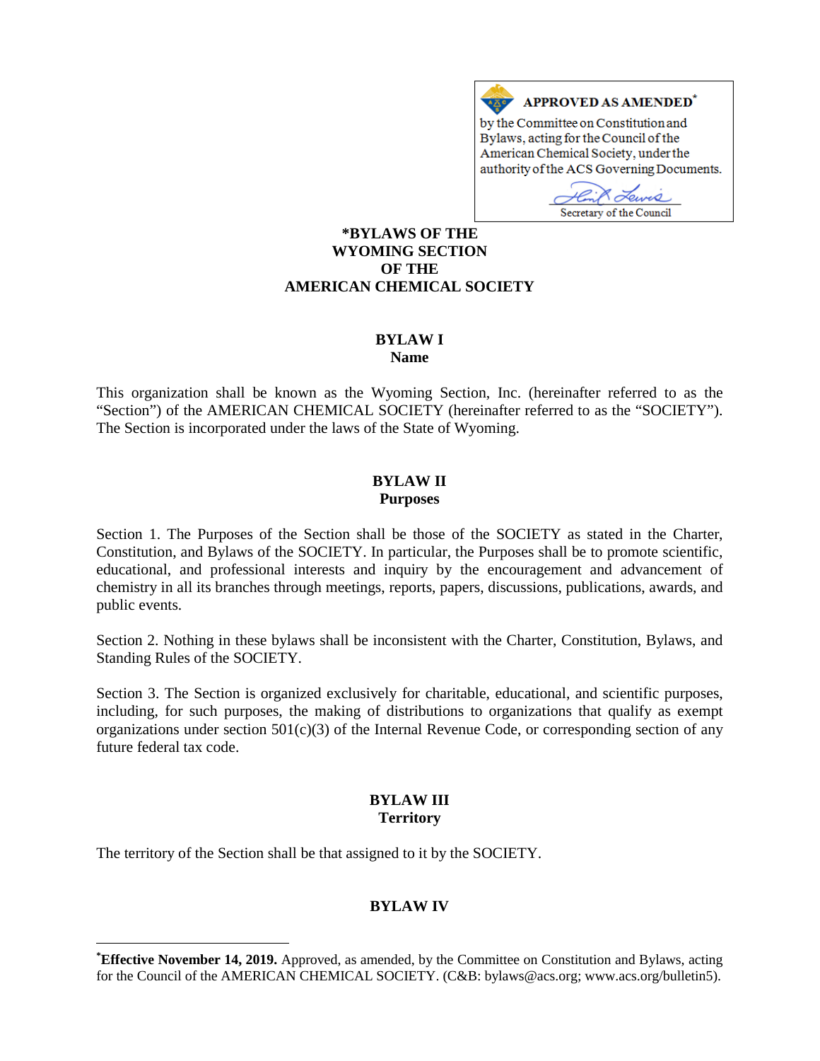**APPROVED AS AMENDED***
by the Committee on Constitution and Bylaws, acting for the Council of the American Chemical Society, under the authority of the ACS Governing Documents.

Secretary of the Council

# *BYLAWS OF THE WYOMING SECTION OF THE AMERICAN CHEMICAL SOCIETY

## BYLAW I
### Name

This organization shall be known as the Wyoming Section, Inc. (hereinafter referred to as the "Section") of the AMERICAN CHEMICAL SOCIETY (hereinafter referred to as the "SOCIETY"). The Section is incorporated under the laws of the State of Wyoming.

## BYLAW II
### Purposes

Section 1. The Purposes of the Section shall be those of the SOCIETY as stated in the Charter, Constitution, and Bylaws of the SOCIETY. In particular, the Purposes shall be to promote scientific, educational, and professional interests and inquiry by the encouragement and advancement of chemistry in all its branches through meetings, reports, papers, discussions, publications, awards, and public events.

Section 2. Nothing in these bylaws shall be inconsistent with the Charter, Constitution, Bylaws, and Standing Rules of the SOCIETY.

Section 3. The Section is organized exclusively for charitable, educational, and scientific purposes, including, for such purposes, the making of distributions to organizations that qualify as exempt organizations under section 501(c)(3) of the Internal Revenue Code, or corresponding section of any future federal tax code.

## BYLAW III
### Territory

The territory of the Section shall be that assigned to it by the SOCIETY.

## BYLAW IV

---

***Effective November 14, 2019.** Approved, as amended, by the Committee on Constitution and Bylaws, acting for the Council of the AMERICAN CHEMICAL SOCIETY. (C&B: bylaws@acs.org; www.acs.org/bulletin5).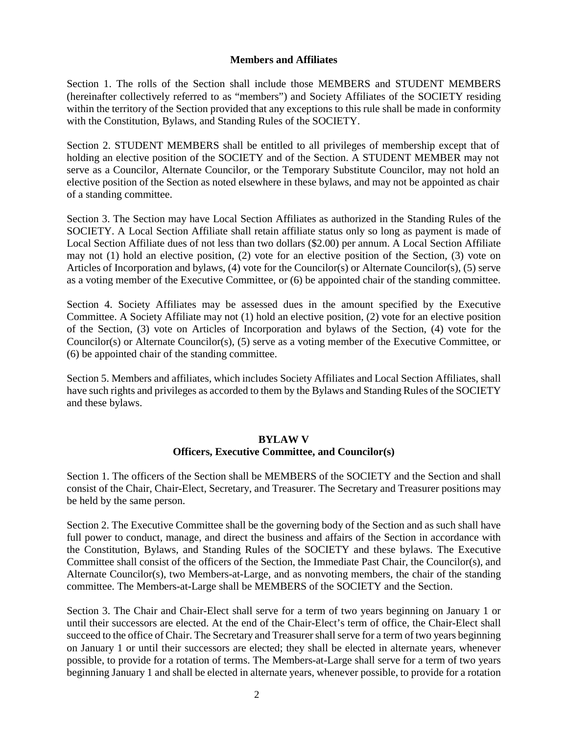**Members and Affiliates**

Section 1. The rolls of the Section shall include those MEMBERS and STUDENT MEMBERS (hereinafter collectively referred to as "members") and Society Affiliates of the SOCIETY residing within the territory of the Section provided that any exceptions to this rule shall be made in conformity with the Constitution, Bylaws, and Standing Rules of the SOCIETY.

Section 2. STUDENT MEMBERS shall be entitled to all privileges of membership except that of holding an elective position of the SOCIETY and of the Section. A STUDENT MEMBER may not serve as a Councilor, Alternate Councilor, or the Temporary Substitute Councilor, may not hold an elective position of the Section as noted elsewhere in these bylaws, and may not be appointed as chair of a standing committee.

Section 3. The Section may have Local Section Affiliates as authorized in the Standing Rules of the SOCIETY. A Local Section Affiliate shall retain affiliate status only so long as payment is made of Local Section Affiliate dues of not less than two dollars ($2.00) per annum. A Local Section Affiliate may not (1) hold an elective position, (2) vote for an elective position of the Section, (3) vote on Articles of Incorporation and bylaws, (4) vote for the Councilor(s) or Alternate Councilor(s), (5) serve as a voting member of the Executive Committee, or (6) be appointed chair of the standing committee.

Section 4. Society Affiliates may be assessed dues in the amount specified by the Executive Committee. A Society Affiliate may not (1) hold an elective position, (2) vote for an elective position of the Section, (3) vote on Articles of Incorporation and bylaws of the Section, (4) vote for the Councilor(s) or Alternate Councilor(s), (5) serve as a voting member of the Executive Committee, or (6) be appointed chair of the standing committee.

Section 5. Members and affiliates, which includes Society Affiliates and Local Section Affiliates, shall have such rights and privileges as accorded to them by the Bylaws and Standing Rules of the SOCIETY and these bylaws.

**BYLAW V**
**Officers, Executive Committee, and Councilor(s)**

Section 1. The officers of the Section shall be MEMBERS of the SOCIETY and the Section and shall consist of the Chair, Chair-Elect, Secretary, and Treasurer. The Secretary and Treasurer positions may be held by the same person.

Section 2. The Executive Committee shall be the governing body of the Section and as such shall have full power to conduct, manage, and direct the business and affairs of the Section in accordance with the Constitution, Bylaws, and Standing Rules of the SOCIETY and these bylaws. The Executive Committee shall consist of the officers of the Section, the Immediate Past Chair, the Councilor(s), and Alternate Councilor(s), two Members-at-Large, and as nonvoting members, the chair of the standing committee. The Members-at-Large shall be MEMBERS of the SOCIETY and the Section.

Section 3. The Chair and Chair-Elect shall serve for a term of two years beginning on January 1 or until their successors are elected. At the end of the Chair-Elect's term of office, the Chair-Elect shall succeed to the office of Chair. The Secretary and Treasurer shall serve for a term of two years beginning on January 1 or until their successors are elected; they shall be elected in alternate years, whenever possible, to provide for a rotation of terms. The Members-at-Large shall serve for a term of two years beginning January 1 and shall be elected in alternate years, whenever possible, to provide for a rotation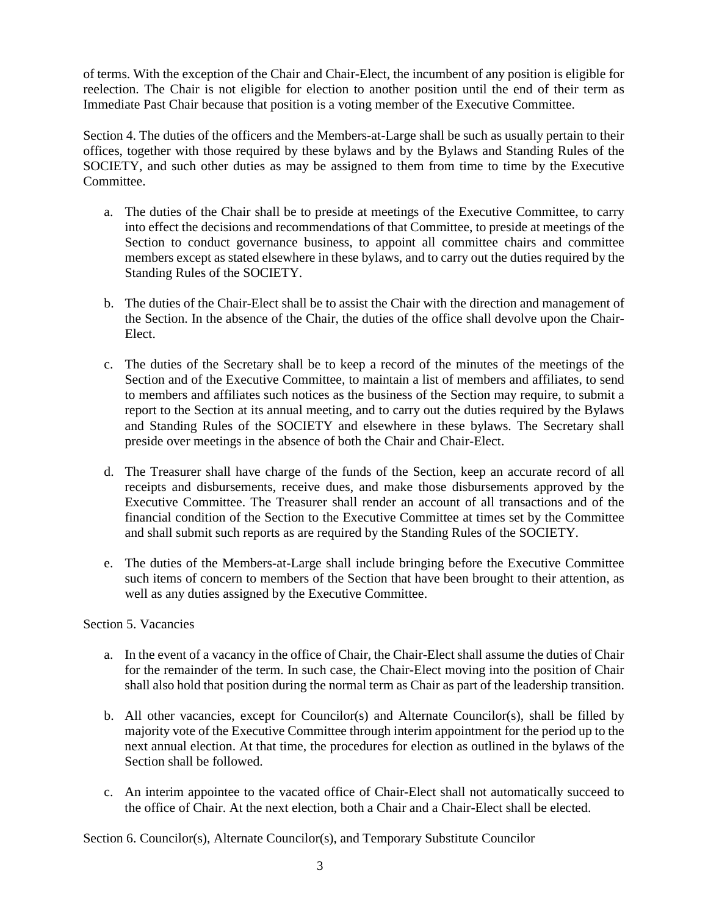of terms. With the exception of the Chair and Chair-Elect, the incumbent of any position is eligible for reelection. The Chair is not eligible for election to another position until the end of their term as Immediate Past Chair because that position is a voting member of the Executive Committee.

Section 4. The duties of the officers and the Members-at-Large shall be such as usually pertain to their offices, together with those required by these bylaws and by the Bylaws and Standing Rules of the SOCIETY, and such other duties as may be assigned to them from time to time by the Executive Committee.

a. The duties of the Chair shall be to preside at meetings of the Executive Committee, to carry into effect the decisions and recommendations of that Committee, to preside at meetings of the Section to conduct governance business, to appoint all committee chairs and committee members except as stated elsewhere in these bylaws, and to carry out the duties required by the Standing Rules of the SOCIETY.

b. The duties of the Chair-Elect shall be to assist the Chair with the direction and management of the Section. In the absence of the Chair, the duties of the office shall devolve upon the Chair-Elect.

c. The duties of the Secretary shall be to keep a record of the minutes of the meetings of the Section and of the Executive Committee, to maintain a list of members and affiliates, to send to members and affiliates such notices as the business of the Section may require, to submit a report to the Section at its annual meeting, and to carry out the duties required by the Bylaws and Standing Rules of the SOCIETY and elsewhere in these bylaws. The Secretary shall preside over meetings in the absence of both the Chair and Chair-Elect.

d. The Treasurer shall have charge of the funds of the Section, keep an accurate record of all receipts and disbursements, receive dues, and make those disbursements approved by the Executive Committee. The Treasurer shall render an account of all transactions and of the financial condition of the Section to the Executive Committee at times set by the Committee and shall submit such reports as are required by the Standing Rules of the SOCIETY.

e. The duties of the Members-at-Large shall include bringing before the Executive Committee such items of concern to members of the Section that have been brought to their attention, as well as any duties assigned by the Executive Committee.

Section 5. Vacancies

a. In the event of a vacancy in the office of Chair, the Chair-Elect shall assume the duties of Chair for the remainder of the term. In such case, the Chair-Elect moving into the position of Chair shall also hold that position during the normal term as Chair as part of the leadership transition.

b. All other vacancies, except for Councilor(s) and Alternate Councilor(s), shall be filled by majority vote of the Executive Committee through interim appointment for the period up to the next annual election. At that time, the procedures for election as outlined in the bylaws of the Section shall be followed.

c. An interim appointee to the vacated office of Chair-Elect shall not automatically succeed to the office of Chair. At the next election, both a Chair and a Chair-Elect shall be elected.

Section 6. Councilor(s), Alternate Councilor(s), and Temporary Substitute Councilor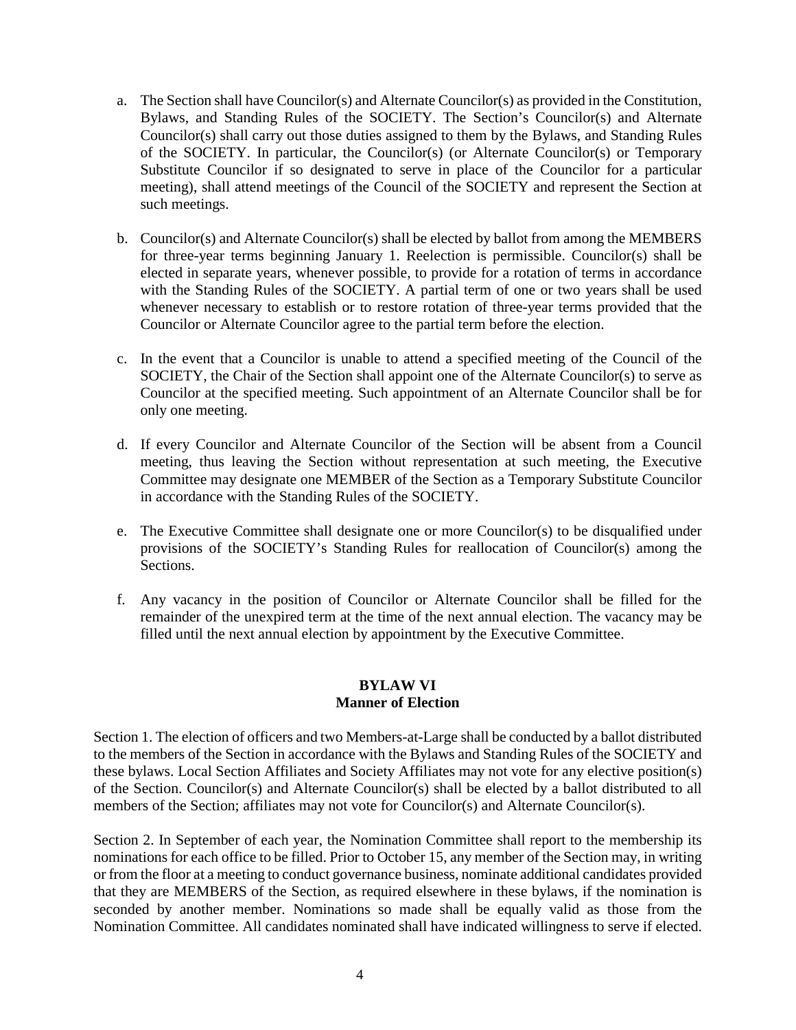a. The Section shall have Councilor(s) and Alternate Councilor(s) as provided in the Constitution, Bylaws, and Standing Rules of the SOCIETY. The Section's Councilor(s) and Alternate Councilor(s) shall carry out those duties assigned to them by the Bylaws, and Standing Rules of the SOCIETY. In particular, the Councilor(s) (or Alternate Councilor(s) or Temporary Substitute Councilor if so designated to serve in place of the Councilor for a particular meeting), shall attend meetings of the Council of the SOCIETY and represent the Section at such meetings.

b. Councilor(s) and Alternate Councilor(s) shall be elected by ballot from among the MEMBERS for three-year terms beginning January 1. Reelection is permissible. Councilor(s) shall be elected in separate years, whenever possible, to provide for a rotation of terms in accordance with the Standing Rules of the SOCIETY. A partial term of one or two years shall be used whenever necessary to establish or to restore rotation of three-year terms provided that the Councilor or Alternate Councilor agree to the partial term before the election.

c. In the event that a Councilor is unable to attend a specified meeting of the Council of the SOCIETY, the Chair of the Section shall appoint one of the Alternate Councilor(s) to serve as Councilor at the specified meeting. Such appointment of an Alternate Councilor shall be for only one meeting.

d. If every Councilor and Alternate Councilor of the Section will be absent from a Council meeting, thus leaving the Section without representation at such meeting, the Executive Committee may designate one MEMBER of the Section as a Temporary Substitute Councilor in accordance with the Standing Rules of the SOCIETY.

e. The Executive Committee shall designate one or more Councilor(s) to be disqualified under provisions of the SOCIETY's Standing Rules for reallocation of Councilor(s) among the Sections.

f. Any vacancy in the position of Councilor or Alternate Councilor shall be filled for the remainder of the unexpired term at the time of the next annual election. The vacancy may be filled until the next annual election by appointment by the Executive Committee.

## BYLAW VI
## Manner of Election

Section 1. The election of officers and two Members-at-Large shall be conducted by a ballot distributed to the members of the Section in accordance with the Bylaws and Standing Rules of the SOCIETY and these bylaws. Local Section Affiliates and Society Affiliates may not vote for any elective position(s) of the Section. Councilor(s) and Alternate Councilor(s) shall be elected by a ballot distributed to all members of the Section; affiliates may not vote for Councilor(s) and Alternate Councilor(s).

Section 2. In September of each year, the Nomination Committee shall report to the membership its nominations for each office to be filled. Prior to October 15, any member of the Section may, in writing or from the floor at a meeting to conduct governance business, nominate additional candidates provided that they are MEMBERS of the Section, as required elsewhere in these bylaws, if the nomination is seconded by another member. Nominations so made shall be equally valid as those from the Nomination Committee. All candidates nominated shall have indicated willingness to serve if elected.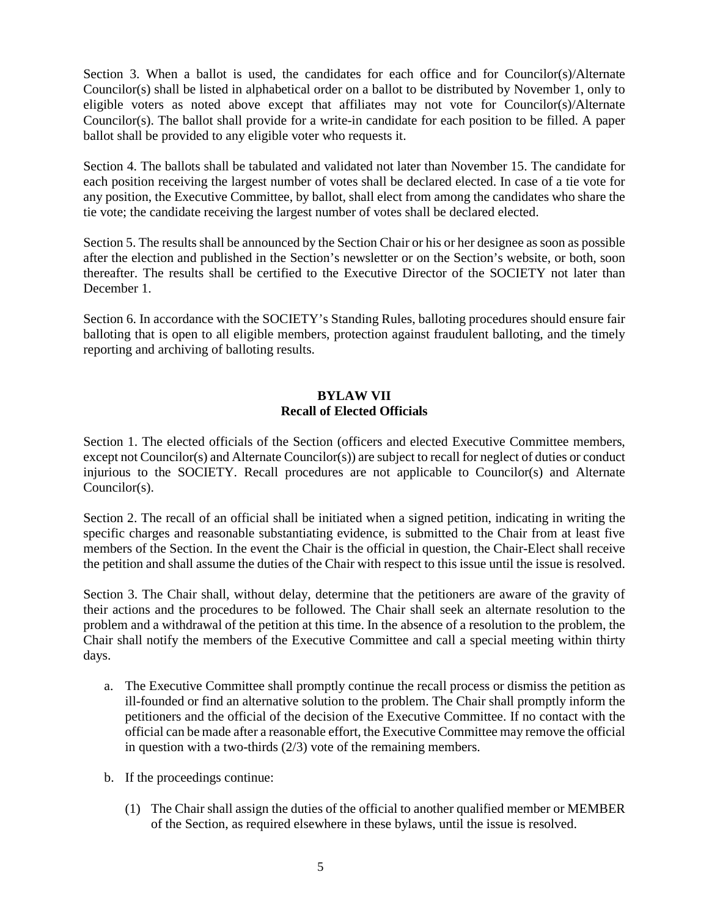Section 3. When a ballot is used, the candidates for each office and for Councilor(s)/Alternate Councilor(s) shall be listed in alphabetical order on a ballot to be distributed by November 1, only to eligible voters as noted above except that affiliates may not vote for Councilor(s)/Alternate Councilor(s). The ballot shall provide for a write-in candidate for each position to be filled. A paper ballot shall be provided to any eligible voter who requests it.

Section 4. The ballots shall be tabulated and validated not later than November 15. The candidate for each position receiving the largest number of votes shall be declared elected. In case of a tie vote for any position, the Executive Committee, by ballot, shall elect from among the candidates who share the tie vote; the candidate receiving the largest number of votes shall be declared elected.

Section 5. The results shall be announced by the Section Chair or his or her designee as soon as possible after the election and published in the Section's newsletter or on the Section's website, or both, soon thereafter. The results shall be certified to the Executive Director of the SOCIETY not later than December 1.

Section 6. In accordance with the SOCIETY's Standing Rules, balloting procedures should ensure fair balloting that is open to all eligible members, protection against fraudulent balloting, and the timely reporting and archiving of balloting results.

## BYLAW VII
## Recall of Elected Officials

Section 1. The elected officials of the Section (officers and elected Executive Committee members, except not Councilor(s) and Alternate Councilor(s)) are subject to recall for neglect of duties or conduct injurious to the SOCIETY. Recall procedures are not applicable to Councilor(s) and Alternate Councilor(s).

Section 2. The recall of an official shall be initiated when a signed petition, indicating in writing the specific charges and reasonable substantiating evidence, is submitted to the Chair from at least five members of the Section. In the event the Chair is the official in question, the Chair-Elect shall receive the petition and shall assume the duties of the Chair with respect to this issue until the issue is resolved.

Section 3. The Chair shall, without delay, determine that the petitioners are aware of the gravity of their actions and the procedures to be followed. The Chair shall seek an alternate resolution to the problem and a withdrawal of the petition at this time. In the absence of a resolution to the problem, the Chair shall notify the members of the Executive Committee and call a special meeting within thirty days.

a. The Executive Committee shall promptly continue the recall process or dismiss the petition as ill-founded or find an alternative solution to the problem. The Chair shall promptly inform the petitioners and the official of the decision of the Executive Committee. If no contact with the official can be made after a reasonable effort, the Executive Committee may remove the official in question with a two-thirds (2/3) vote of the remaining members.

b. If the proceedings continue:

   (1) The Chair shall assign the duties of the official to another qualified member or MEMBER of the Section, as required elsewhere in these bylaws, until the issue is resolved.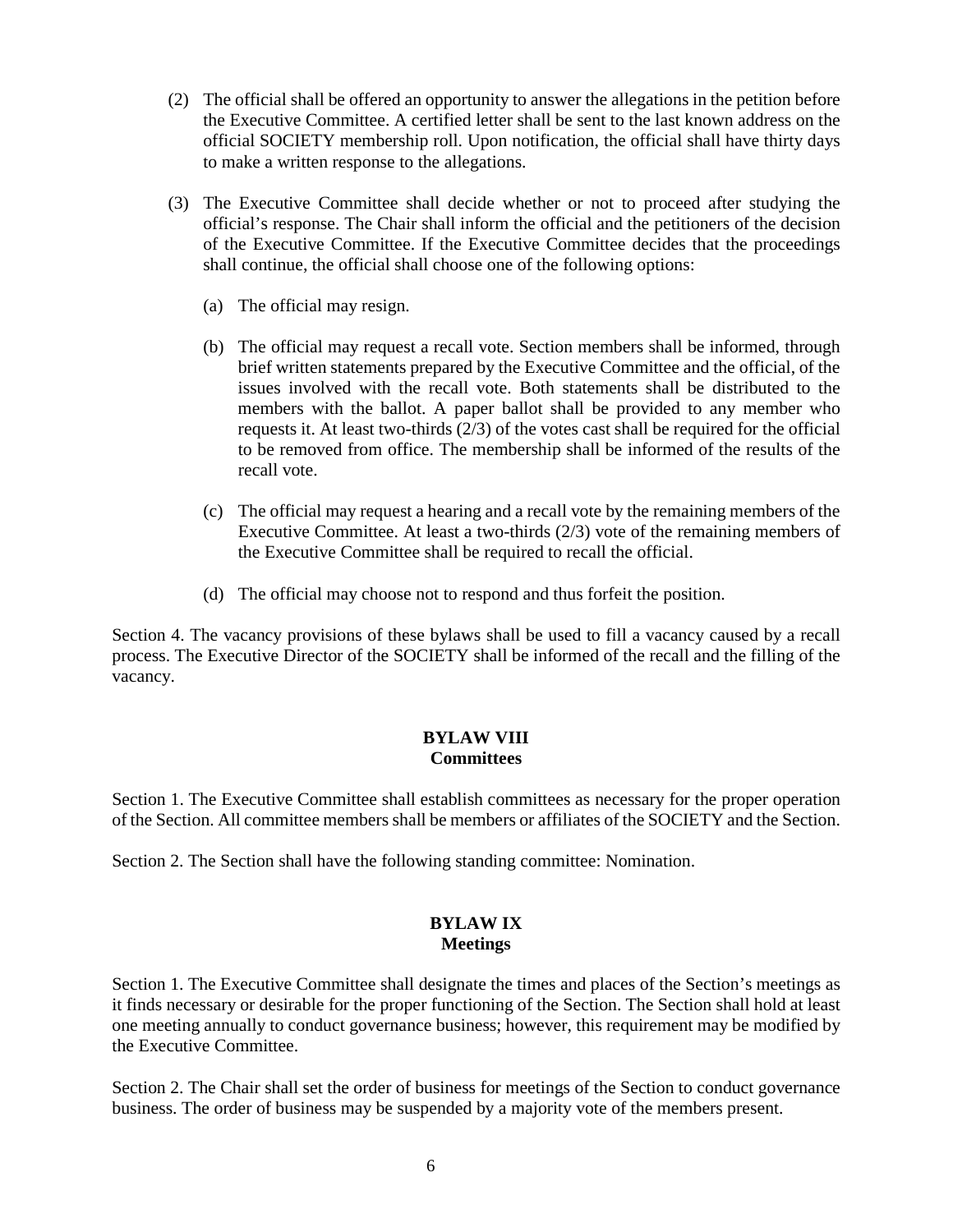(2) The official shall be offered an opportunity to answer the allegations in the petition before the Executive Committee. A certified letter shall be sent to the last known address on the official SOCIETY membership roll. Upon notification, the official shall have thirty days to make a written response to the allegations.

(3) The Executive Committee shall decide whether or not to proceed after studying the official's response. The Chair shall inform the official and the petitioners of the decision of the Executive Committee. If the Executive Committee decides that the proceedings shall continue, the official shall choose one of the following options:

   (a) The official may resign.

   (b) The official may request a recall vote. Section members shall be informed, through brief written statements prepared by the Executive Committee and the official, of the issues involved with the recall vote. Both statements shall be distributed to the members with the ballot. A paper ballot shall be provided to any member who requests it. At least two-thirds (2/3) of the votes cast shall be required for the official to be removed from office. The membership shall be informed of the results of the recall vote.

   (c) The official may request a hearing and a recall vote by the remaining members of the Executive Committee. At least a two-thirds (2/3) vote of the remaining members of the Executive Committee shall be required to recall the official.

   (d) The official may choose not to respond and thus forfeit the position.

Section 4. The vacancy provisions of these bylaws shall be used to fill a vacancy caused by a recall process. The Executive Director of the SOCIETY shall be informed of the recall and the filling of the vacancy.

## BYLAW VIII
## Committees

Section 1. The Executive Committee shall establish committees as necessary for the proper operation of the Section. All committee members shall be members or affiliates of the SOCIETY and the Section.

Section 2. The Section shall have the following standing committee: Nomination.

## BYLAW IX
## Meetings

Section 1. The Executive Committee shall designate the times and places of the Section's meetings as it finds necessary or desirable for the proper functioning of the Section. The Section shall hold at least one meeting annually to conduct governance business; however, this requirement may be modified by the Executive Committee.

Section 2. The Chair shall set the order of business for meetings of the Section to conduct governance business. The order of business may be suspended by a majority vote of the members present.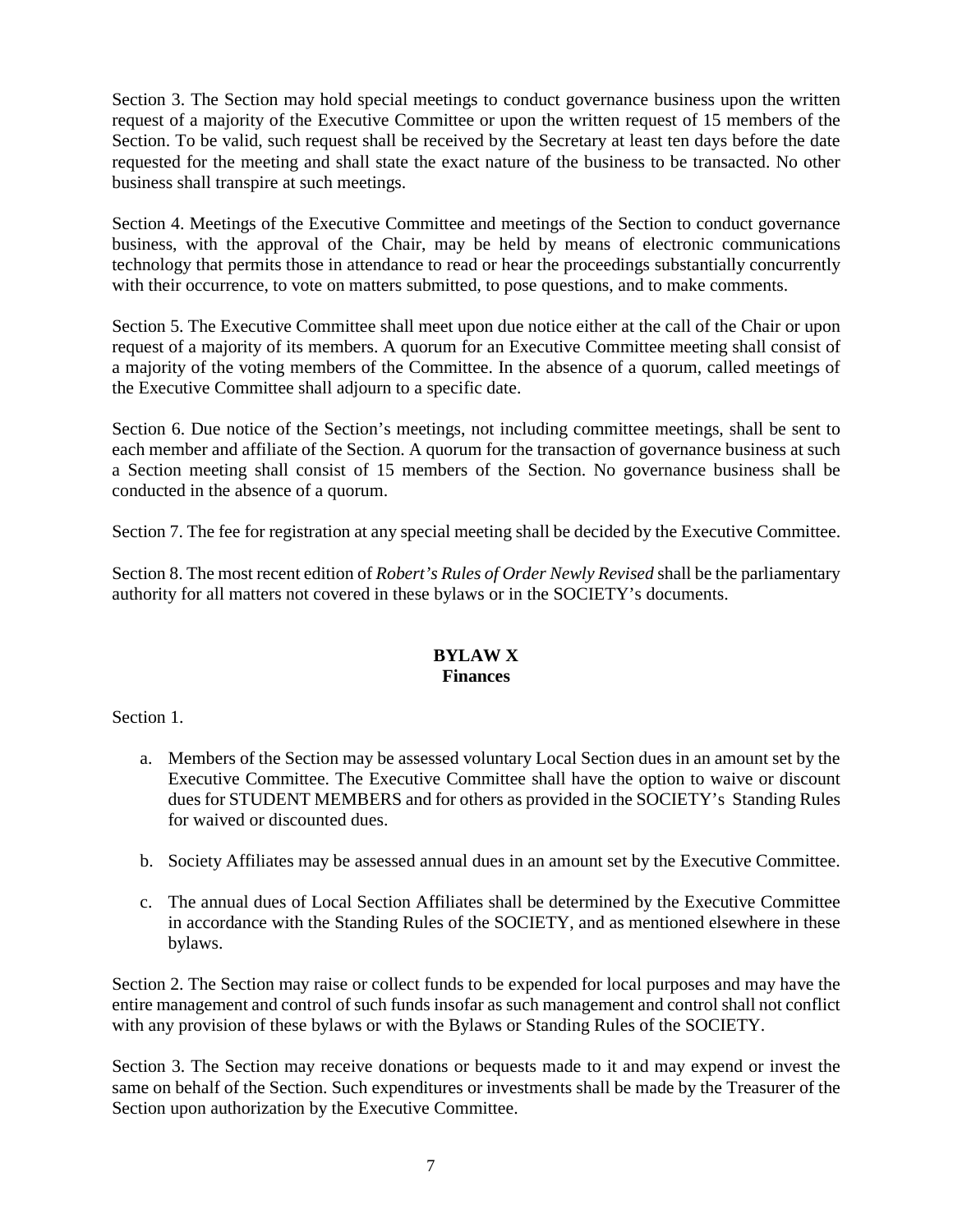Section 3. The Section may hold special meetings to conduct governance business upon the written request of a majority of the Executive Committee or upon the written request of 15 members of the Section. To be valid, such request shall be received by the Secretary at least ten days before the date requested for the meeting and shall state the exact nature of the business to be transacted. No other business shall transpire at such meetings.

Section 4. Meetings of the Executive Committee and meetings of the Section to conduct governance business, with the approval of the Chair, may be held by means of electronic communications technology that permits those in attendance to read or hear the proceedings substantially concurrently with their occurrence, to vote on matters submitted, to pose questions, and to make comments.

Section 5. The Executive Committee shall meet upon due notice either at the call of the Chair or upon request of a majority of its members. A quorum for an Executive Committee meeting shall consist of a majority of the voting members of the Committee. In the absence of a quorum, called meetings of the Executive Committee shall adjourn to a specific date.

Section 6. Due notice of the Section's meetings, not including committee meetings, shall be sent to each member and affiliate of the Section. A quorum for the transaction of governance business at such a Section meeting shall consist of 15 members of the Section. No governance business shall be conducted in the absence of a quorum.

Section 7. The fee for registration at any special meeting shall be decided by the Executive Committee.

Section 8. The most recent edition of *Robert's Rules of Order Newly Revised* shall be the parliamentary authority for all matters not covered in these bylaws or in the SOCIETY's documents.

## BYLAW X
## Finances

Section 1.

a. Members of the Section may be assessed voluntary Local Section dues in an amount set by the Executive Committee. The Executive Committee shall have the option to waive or discount dues for STUDENT MEMBERS and for others as provided in the SOCIETY's Standing Rules for waived or discounted dues.

b. Society Affiliates may be assessed annual dues in an amount set by the Executive Committee.

c. The annual dues of Local Section Affiliates shall be determined by the Executive Committee in accordance with the Standing Rules of the SOCIETY, and as mentioned elsewhere in these bylaws.

Section 2. The Section may raise or collect funds to be expended for local purposes and may have the entire management and control of such funds insofar as such management and control shall not conflict with any provision of these bylaws or with the Bylaws or Standing Rules of the SOCIETY.

Section 3. The Section may receive donations or bequests made to it and may expend or invest the same on behalf of the Section. Such expenditures or investments shall be made by the Treasurer of the Section upon authorization by the Executive Committee.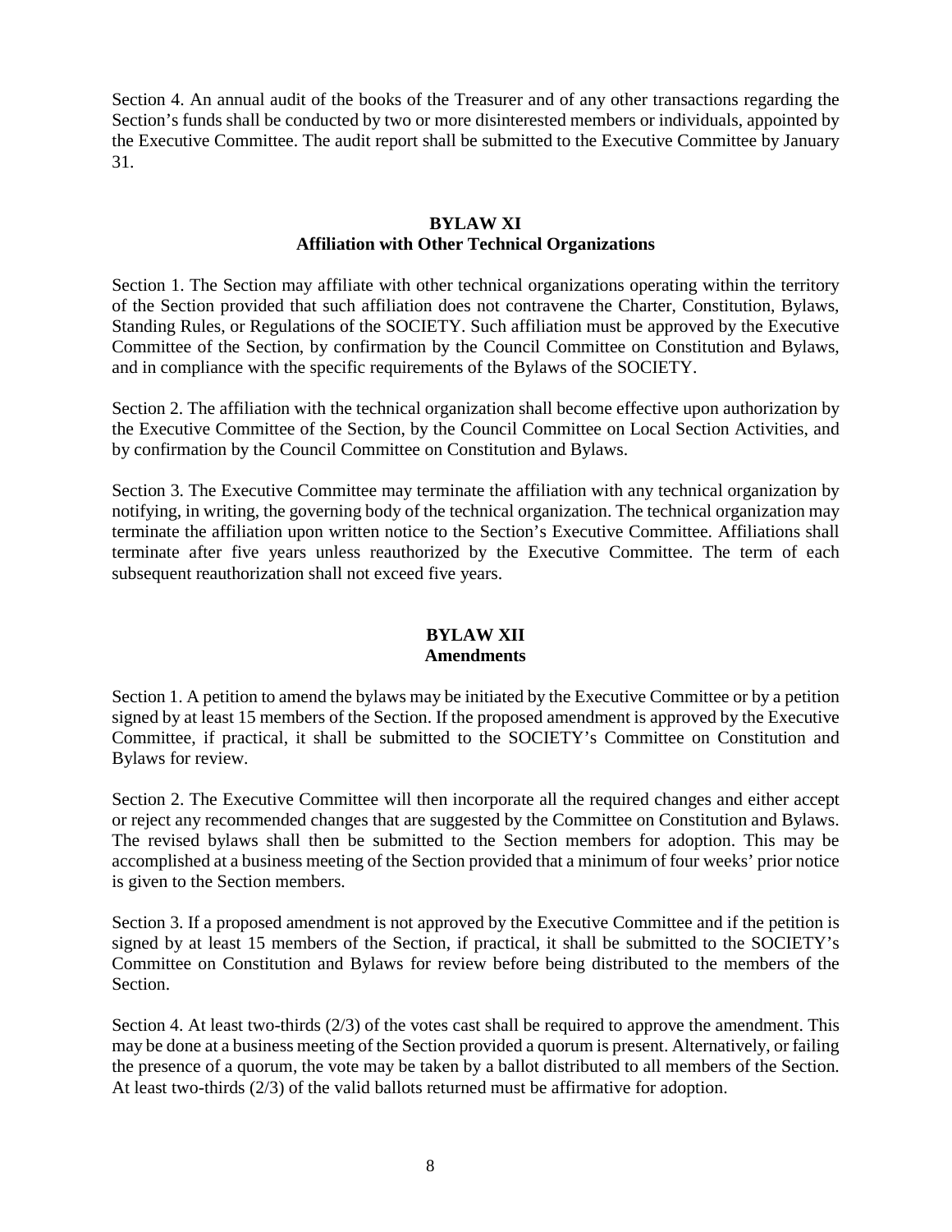Section 4. An annual audit of the books of the Treasurer and of any other transactions regarding the Section's funds shall be conducted by two or more disinterested members or individuals, appointed by the Executive Committee. The audit report shall be submitted to the Executive Committee by January 31.

## BYLAW XI
## Affiliation with Other Technical Organizations

Section 1. The Section may affiliate with other technical organizations operating within the territory of the Section provided that such affiliation does not contravene the Charter, Constitution, Bylaws, Standing Rules, or Regulations of the SOCIETY. Such affiliation must be approved by the Executive Committee of the Section, by confirmation by the Council Committee on Constitution and Bylaws, and in compliance with the specific requirements of the Bylaws of the SOCIETY.

Section 2. The affiliation with the technical organization shall become effective upon authorization by the Executive Committee of the Section, by the Council Committee on Local Section Activities, and by confirmation by the Council Committee on Constitution and Bylaws.

Section 3. The Executive Committee may terminate the affiliation with any technical organization by notifying, in writing, the governing body of the technical organization. The technical organization may terminate the affiliation upon written notice to the Section's Executive Committee. Affiliations shall terminate after five years unless reauthorized by the Executive Committee. The term of each subsequent reauthorization shall not exceed five years.

## BYLAW XII
## Amendments

Section 1. A petition to amend the bylaws may be initiated by the Executive Committee or by a petition signed by at least 15 members of the Section. If the proposed amendment is approved by the Executive Committee, if practical, it shall be submitted to the SOCIETY's Committee on Constitution and Bylaws for review.

Section 2. The Executive Committee will then incorporate all the required changes and either accept or reject any recommended changes that are suggested by the Committee on Constitution and Bylaws. The revised bylaws shall then be submitted to the Section members for adoption. This may be accomplished at a business meeting of the Section provided that a minimum of four weeks' prior notice is given to the Section members.

Section 3. If a proposed amendment is not approved by the Executive Committee and if the petition is signed by at least 15 members of the Section, if practical, it shall be submitted to the SOCIETY's Committee on Constitution and Bylaws for review before being distributed to the members of the Section.

Section 4. At least two-thirds (2/3) of the votes cast shall be required to approve the amendment. This may be done at a business meeting of the Section provided a quorum is present. Alternatively, or failing the presence of a quorum, the vote may be taken by a ballot distributed to all members of the Section. At least two-thirds (2/3) of the valid ballots returned must be affirmative for adoption.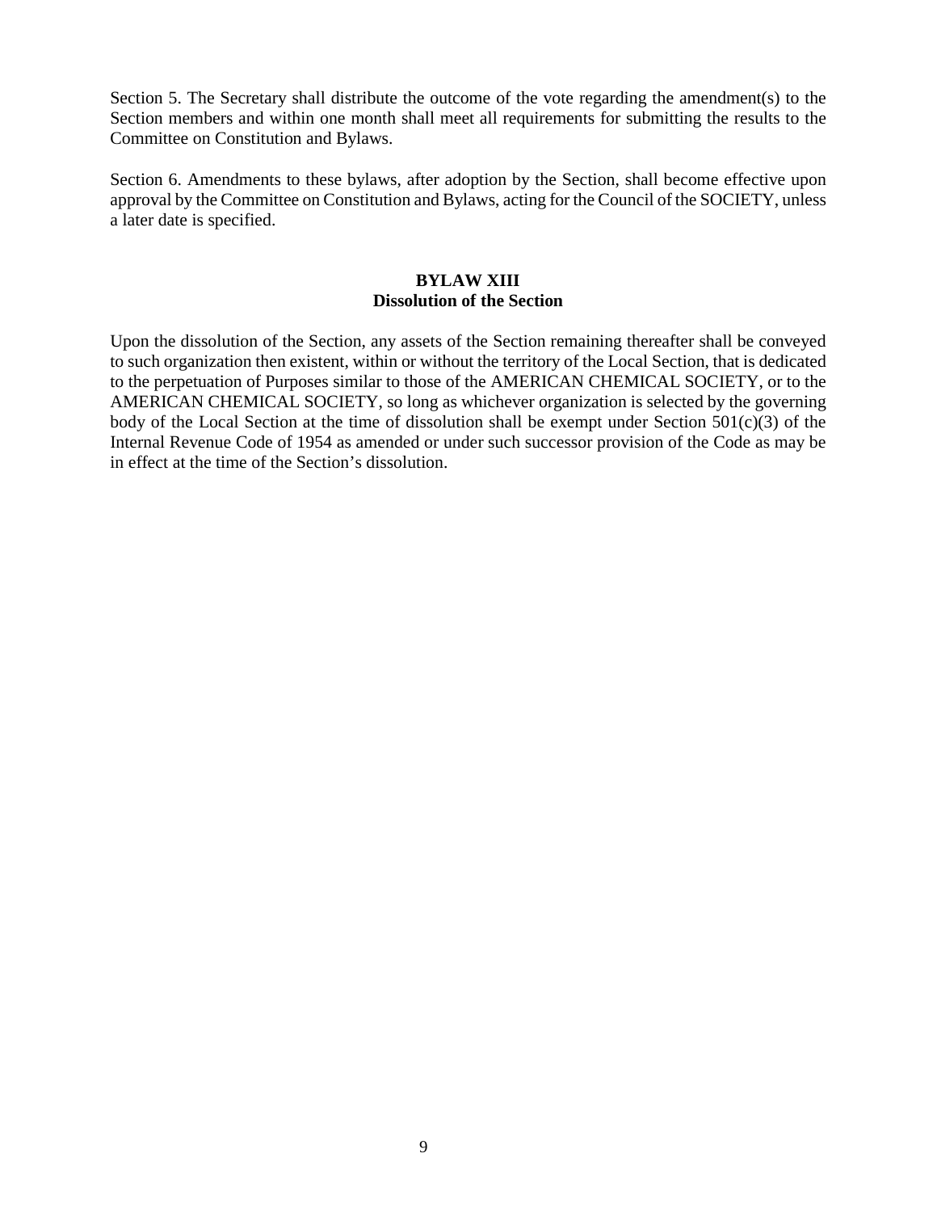Section 5. The Secretary shall distribute the outcome of the vote regarding the amendment(s) to the Section members and within one month shall meet all requirements for submitting the results to the Committee on Constitution and Bylaws.

Section 6. Amendments to these bylaws, after adoption by the Section, shall become effective upon approval by the Committee on Constitution and Bylaws, acting for the Council of the SOCIETY, unless a later date is specified.

## BYLAW XIII
## Dissolution of the Section

Upon the dissolution of the Section, any assets of the Section remaining thereafter shall be conveyed to such organization then existent, within or without the territory of the Local Section, that is dedicated to the perpetuation of Purposes similar to those of the AMERICAN CHEMICAL SOCIETY, or to the AMERICAN CHEMICAL SOCIETY, so long as whichever organization is selected by the governing body of the Local Section at the time of dissolution shall be exempt under Section 501(c)(3) of the Internal Revenue Code of 1954 as amended or under such successor provision of the Code as may be in effect at the time of the Section's dissolution.